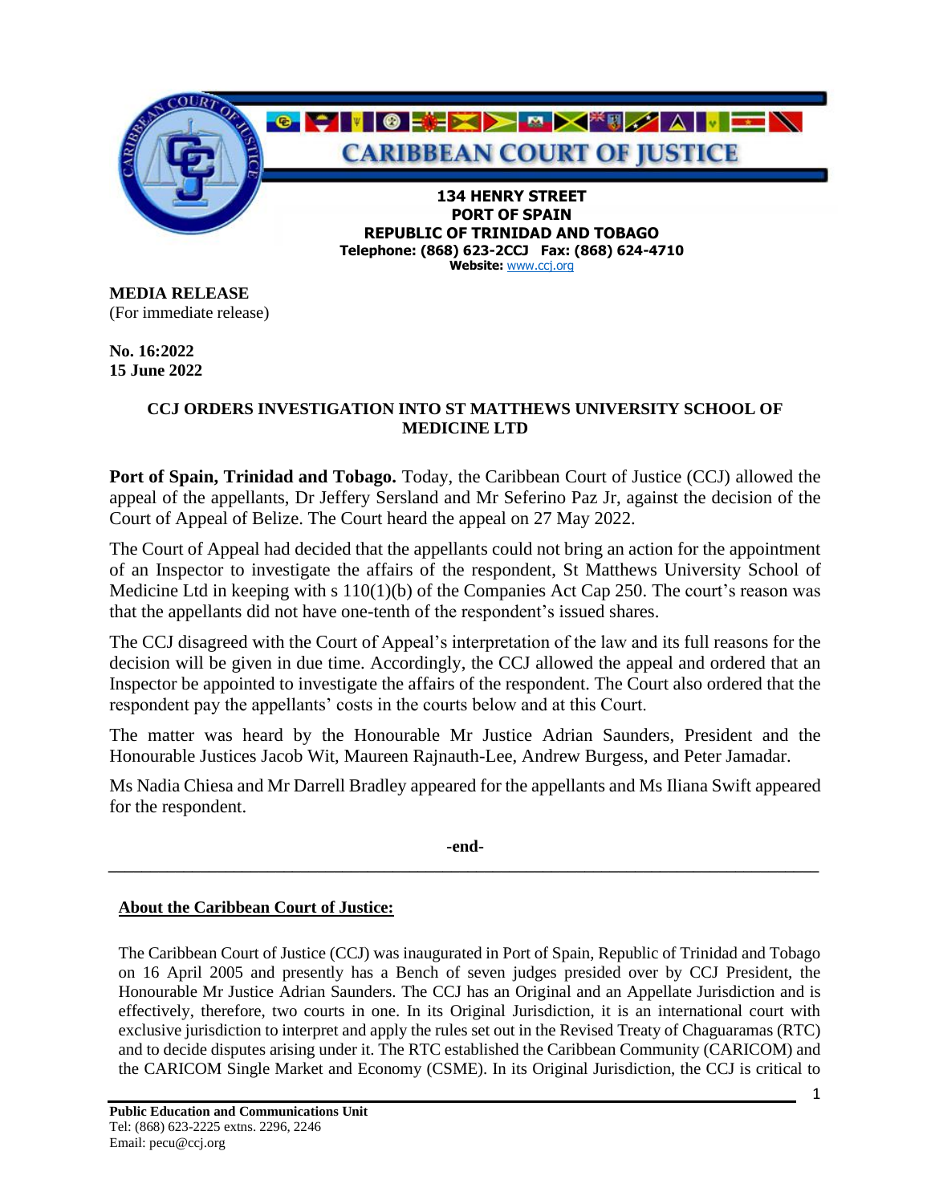# CARIBBEAN COURT OF JUSTICE

**134 HENRY STREET**
**PORT OF SPAIN**
**REPUBLIC OF TRINIDAD AND TOBAGO**
**Telephone: (868) 623-2CCJ Fax: (868) 624-4710**
**Website:** www.ccj.org

**MEDIA RELEASE**
(For immediate release)

**No. 16:2022**
**15 June 2022**

## CCJ ORDERS INVESTIGATION INTO ST MATTHEWS UNIVERSITY SCHOOL OF MEDICINE LTD

**Port of Spain, Trinidad and Tobago.** Today, the Caribbean Court of Justice (CCJ) allowed the appeal of the appellants, Dr Jeffery Sersland and Mr Seferino Paz Jr, against the decision of the Court of Appeal of Belize. The Court heard the appeal on 27 May 2022.

The Court of Appeal had decided that the appellants could not bring an action for the appointment of an Inspector to investigate the affairs of the respondent, St Matthews University School of Medicine Ltd in keeping with s 110(1)(b) of the Companies Act Cap 250. The court's reason was that the appellants did not have one-tenth of the respondent's issued shares.

The CCJ disagreed with the Court of Appeal's interpretation of the law and its full reasons for the decision will be given in due time. Accordingly, the CCJ allowed the appeal and ordered that an Inspector be appointed to investigate the affairs of the respondent. The Court also ordered that the respondent pay the appellants' costs in the courts below and at this Court.

The matter was heard by the Honourable Mr Justice Adrian Saunders, President and the Honourable Justices Jacob Wit, Maureen Rajnauth-Lee, Andrew Burgess, and Peter Jamadar.

Ms Nadia Chiesa and Mr Darrell Bradley appeared for the appellants and Ms Iliana Swift appeared for the respondent.

**-end-**

---

### About the Caribbean Court of Justice:

The Caribbean Court of Justice (CCJ) was inaugurated in Port of Spain, Republic of Trinidad and Tobago on 16 April 2005 and presently has a Bench of seven judges presided over by CCJ President, the Honourable Mr Justice Adrian Saunders. The CCJ has an Original and an Appellate Jurisdiction and is effectively, therefore, two courts in one. In its Original Jurisdiction, it is an international court with exclusive jurisdiction to interpret and apply the rules set out in the Revised Treaty of Chaguaramas (RTC) and to decide disputes arising under it. The RTC established the Caribbean Community (CARICOM) and the CARICOM Single Market and Economy (CSME). In its Original Jurisdiction, the CCJ is critical to

**Public Education and Communications Unit**
Tel: (868) 623-2225 extns. 2296, 2246
Email: pecu@ccj.org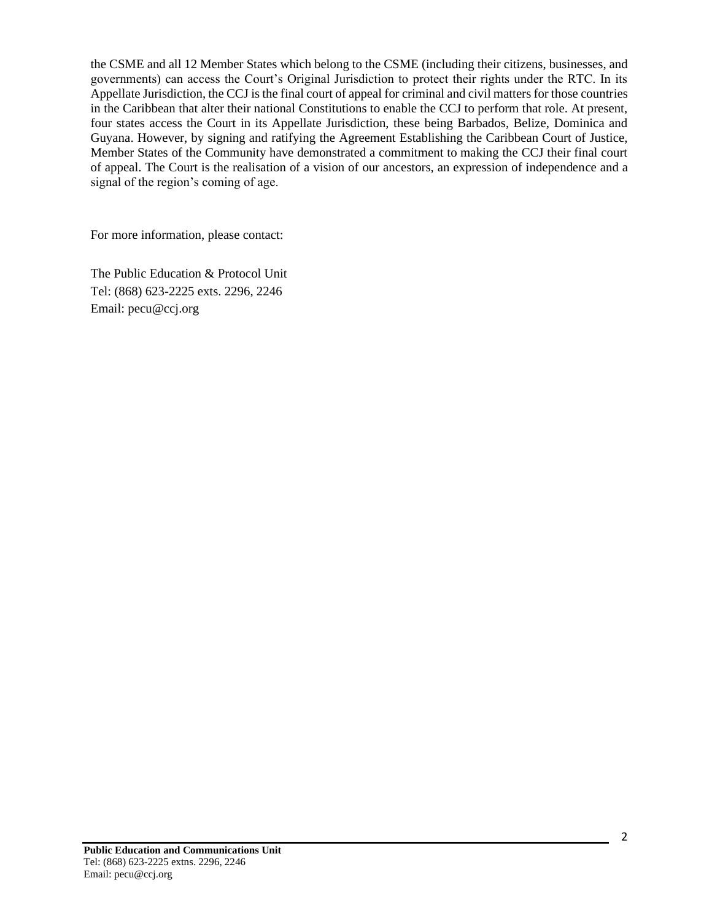the CSME and all 12 Member States which belong to the CSME (including their citizens, businesses, and governments) can access the Court's Original Jurisdiction to protect their rights under the RTC. In its Appellate Jurisdiction, the CCJ is the final court of appeal for criminal and civil matters for those countries in the Caribbean that alter their national Constitutions to enable the CCJ to perform that role. At present, four states access the Court in its Appellate Jurisdiction, these being Barbados, Belize, Dominica and Guyana. However, by signing and ratifying the Agreement Establishing the Caribbean Court of Justice, Member States of the Community have demonstrated a commitment to making the CCJ their final court of appeal. The Court is the realisation of a vision of our ancestors, an expression of independence and a signal of the region's coming of age.

For more information, please contact:

The Public Education & Protocol Unit
Tel: (868) 623-2225 exts. 2296, 2246
Email: pecu@ccj.org